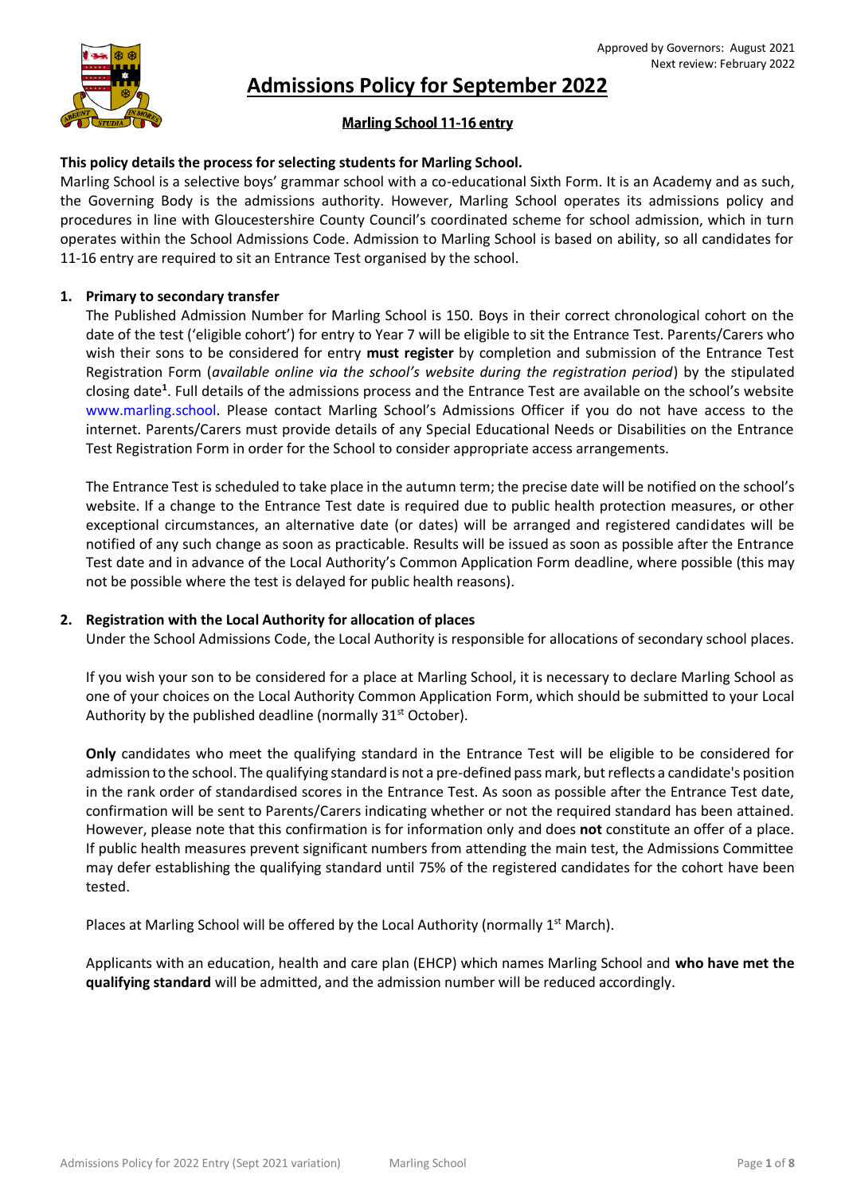Approved by Governors: August 2021
Next review: February 2022

# Admissions Policy for September 2022

## Marling School 11-16 entry

**This policy details the process for selecting students for Marling School.**
Marling School is a selective boys' grammar school with a co-educational Sixth Form. It is an Academy and as such, the Governing Body is the admissions authority. However, Marling School operates its admissions policy and procedures in line with Gloucestershire County Council's coordinated scheme for school admission, which in turn operates within the School Admissions Code. Admission to Marling School is based on ability, so all candidates for 11-16 entry are required to sit an Entrance Test organised by the school.

1. **Primary to secondary transfer**
   The Published Admission Number for Marling School is 150. Boys in their correct chronological cohort on the date of the test ('eligible cohort') for entry to Year 7 will be eligible to sit the Entrance Test. Parents/Carers who wish their sons to be considered for entry **must register** by completion and submission of the Entrance Test Registration Form (*available online via the school's website during the registration period*) by the stipulated closing date[1]. Full details of the admissions process and the Entrance Test are available on the school's website www.marling.school. Please contact Marling School's Admissions Officer if you do not have access to the internet. Parents/Carers must provide details of any Special Educational Needs or Disabilities on the Entrance Test Registration Form in order for the School to consider appropriate access arrangements.

   The Entrance Test is scheduled to take place in the autumn term; the precise date will be notified on the school's website. If a change to the Entrance Test date is required due to public health protection measures, or other exceptional circumstances, an alternative date (or dates) will be arranged and registered candidates will be notified of any such change as soon as practicable. Results will be issued as soon as possible after the Entrance Test date and in advance of the Local Authority's Common Application Form deadline, where possible (this may not be possible where the test is delayed for public health reasons).

2. **Registration with the Local Authority for allocation of places**
   Under the School Admissions Code, the Local Authority is responsible for allocations of secondary school places.

   If you wish your son to be considered for a place at Marling School, it is necessary to declare Marling School as one of your choices on the Local Authority Common Application Form, which should be submitted to your Local Authority by the published deadline (normally 31st October).

   **Only** candidates who meet the qualifying standard in the Entrance Test will be eligible to be considered for admission to the school. The qualifying standard is not a pre-defined pass mark, but reflects a candidate's position in the rank order of standardised scores in the Entrance Test. As soon as possible after the Entrance Test date, confirmation will be sent to Parents/Carers indicating whether or not the required standard has been attained. However, please note that this confirmation is for information only and does **not** constitute an offer of a place. If public health measures prevent significant numbers from attending the main test, the Admissions Committee may defer establishing the qualifying standard until 75% of the registered candidates for the cohort have been tested.

   Places at Marling School will be offered by the Local Authority (normally 1st March).

   Applicants with an education, health and care plan (EHCP) which names Marling School and **who have met the qualifying standard** will be admitted, and the admission number will be reduced accordingly.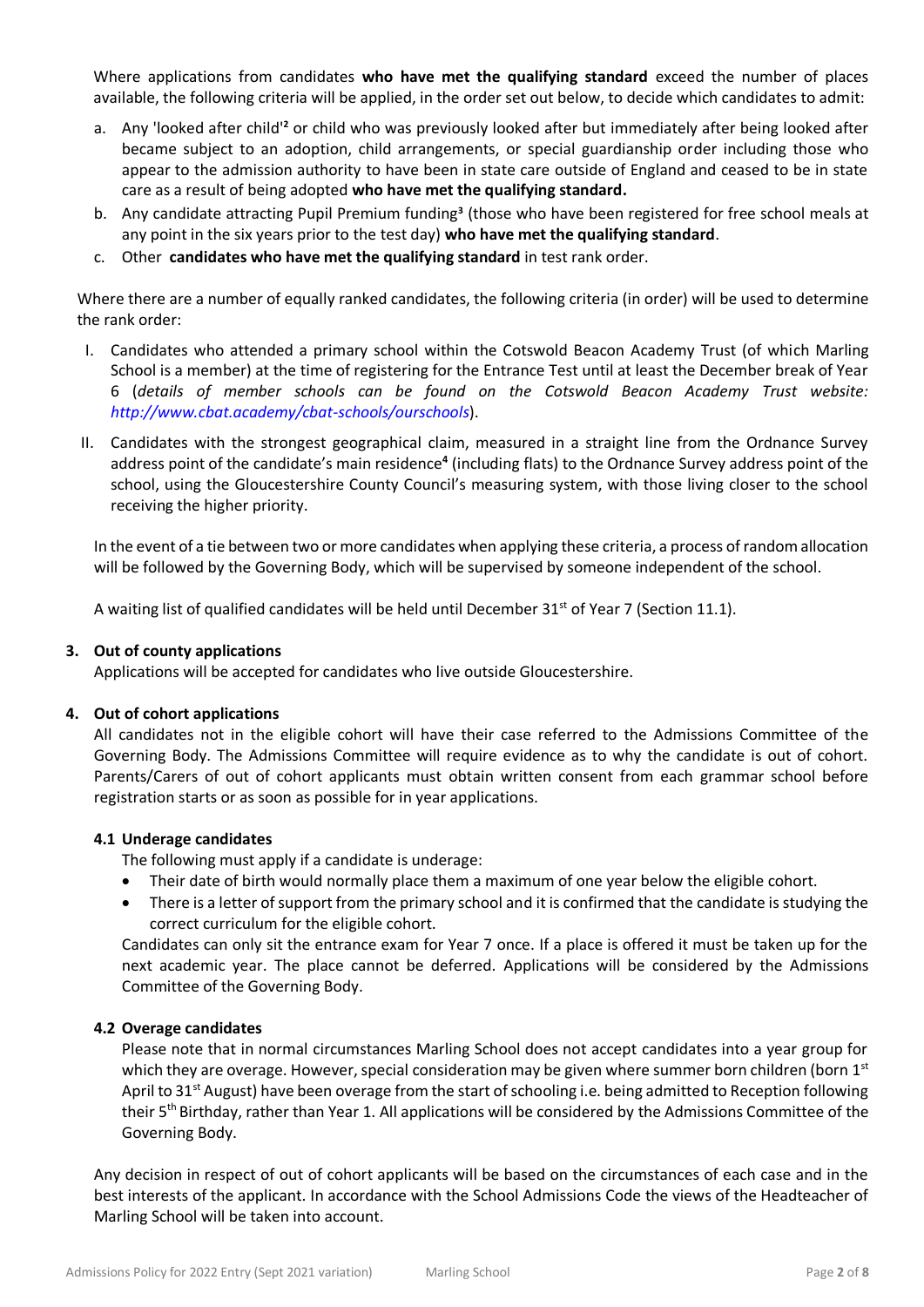Where applications from candidates **who have met the qualifying standard** exceed the number of places available, the following criteria will be applied, in the order set out below, to decide which candidates to admit:

a. Any 'looked after child'[2] or child who was previously looked after but immediately after being looked after became subject to an adoption, child arrangements, or special guardianship order including those who appear to the admission authority to have been in state care outside of England and ceased to be in state care as a result of being adopted **who have met the qualifying standard.**
b. Any candidate attracting Pupil Premium funding[3] (those who have been registered for free school meals at any point in the six years prior to the test day) **who have met the qualifying standard**.
c. Other **candidates who have met the qualifying standard** in test rank order.

Where there are a number of equally ranked candidates, the following criteria (in order) will be used to determine the rank order:

I. Candidates who attended a primary school within the Cotswold Beacon Academy Trust (of which Marling School is a member) at the time of registering for the Entrance Test until at least the December break of Year 6 (*details of member schools can be found on the Cotswold Beacon Academy Trust website: http://www.cbat.academy/cbat-schools/ourschools*).

II. Candidates with the strongest geographical claim, measured in a straight line from the Ordnance Survey address point of the candidate's main residence[4] (including flats) to the Ordnance Survey address point of the school, using the Gloucestershire County Council's measuring system, with those living closer to the school receiving the higher priority.

In the event of a tie between two or more candidates when applying these criteria, a process of random allocation will be followed by the Governing Body, which will be supervised by someone independent of the school.

A waiting list of qualified candidates will be held until December 31st of Year 7 (Section 11.1).

## 3. Out of county applications

Applications will be accepted for candidates who live outside Gloucestershire.

## 4. Out of cohort applications

All candidates not in the eligible cohort will have their case referred to the Admissions Committee of the Governing Body. The Admissions Committee will require evidence as to why the candidate is out of cohort. Parents/Carers of out of cohort applicants must obtain written consent from each grammar school before registration starts or as soon as possible for in year applications.

### 4.1 Underage candidates

The following must apply if a candidate is underage:

- Their date of birth would normally place them a maximum of one year below the eligible cohort.
- There is a letter of support from the primary school and it is confirmed that the candidate is studying the correct curriculum for the eligible cohort.

Candidates can only sit the entrance exam for Year 7 once. If a place is offered it must be taken up for the next academic year. The place cannot be deferred. Applications will be considered by the Admissions Committee of the Governing Body.

### 4.2 Overage candidates

Please note that in normal circumstances Marling School does not accept candidates into a year group for which they are overage. However, special consideration may be given where summer born children (born 1st April to 31st August) have been overage from the start of schooling i.e. being admitted to Reception following their 5th Birthday, rather than Year 1. All applications will be considered by the Admissions Committee of the Governing Body.

Any decision in respect of out of cohort applicants will be based on the circumstances of each case and in the best interests of the applicant. In accordance with the School Admissions Code the views of the Headteacher of Marling School will be taken into account.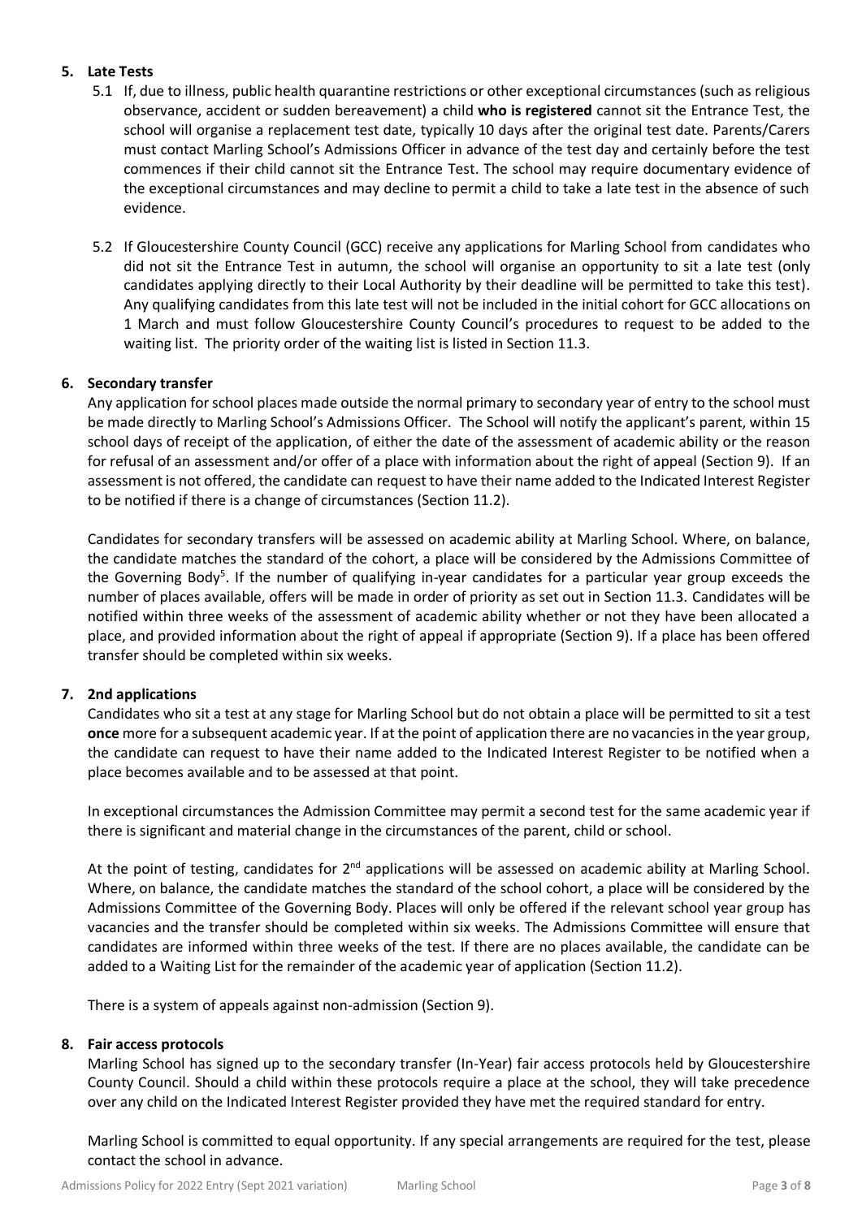## 5. Late Tests

5.1 If, due to illness, public health quarantine restrictions or other exceptional circumstances (such as religious observance, accident or sudden bereavement) a child **who is registered** cannot sit the Entrance Test, the school will organise a replacement test date, typically 10 days after the original test date. Parents/Carers must contact Marling School's Admissions Officer in advance of the test day and certainly before the test commences if their child cannot sit the Entrance Test. The school may require documentary evidence of the exceptional circumstances and may decline to permit a child to take a late test in the absence of such evidence.

5.2 If Gloucestershire County Council (GCC) receive any applications for Marling School from candidates who did not sit the Entrance Test in autumn, the school will organise an opportunity to sit a late test (only candidates applying directly to their Local Authority by their deadline will be permitted to take this test). Any qualifying candidates from this late test will not be included in the initial cohort for GCC allocations on 1 March and must follow Gloucestershire County Council's procedures to request to be added to the waiting list. The priority order of the waiting list is listed in Section 11.3.

## 6. Secondary transfer

Any application for school places made outside the normal primary to secondary year of entry to the school must be made directly to Marling School's Admissions Officer. The School will notify the applicant's parent, within 15 school days of receipt of the application, of either the date of the assessment of academic ability or the reason for refusal of an assessment and/or offer of a place with information about the right of appeal (Section 9). If an assessment is not offered, the candidate can request to have their name added to the Indicated Interest Register to be notified if there is a change of circumstances (Section 11.2).

Candidates for secondary transfers will be assessed on academic ability at Marling School. Where, on balance, the candidate matches the standard of the cohort, a place will be considered by the Admissions Committee of the Governing Body[5]. If the number of qualifying in-year candidates for a particular year group exceeds the number of places available, offers will be made in order of priority as set out in Section 11.3. Candidates will be notified within three weeks of the assessment of academic ability whether or not they have been allocated a place, and provided information about the right of appeal if appropriate (Section 9). If a place has been offered transfer should be completed within six weeks.

## 7. 2nd applications

Candidates who sit a test at any stage for Marling School but do not obtain a place will be permitted to sit a test **once** more for a subsequent academic year. If at the point of application there are no vacancies in the year group, the candidate can request to have their name added to the Indicated Interest Register to be notified when a place becomes available and to be assessed at that point.

In exceptional circumstances the Admission Committee may permit a second test for the same academic year if there is significant and material change in the circumstances of the parent, child or school.

At the point of testing, candidates for 2nd applications will be assessed on academic ability at Marling School. Where, on balance, the candidate matches the standard of the school cohort, a place will be considered by the Admissions Committee of the Governing Body. Places will only be offered if the relevant school year group has vacancies and the transfer should be completed within six weeks. The Admissions Committee will ensure that candidates are informed within three weeks of the test. If there are no places available, the candidate can be added to a Waiting List for the remainder of the academic year of application (Section 11.2).

There is a system of appeals against non-admission (Section 9).

## 8. Fair access protocols

Marling School has signed up to the secondary transfer (In-Year) fair access protocols held by Gloucestershire County Council. Should a child within these protocols require a place at the school, they will take precedence over any child on the Indicated Interest Register provided they have met the required standard for entry.

Marling School is committed to equal opportunity. If any special arrangements are required for the test, please contact the school in advance.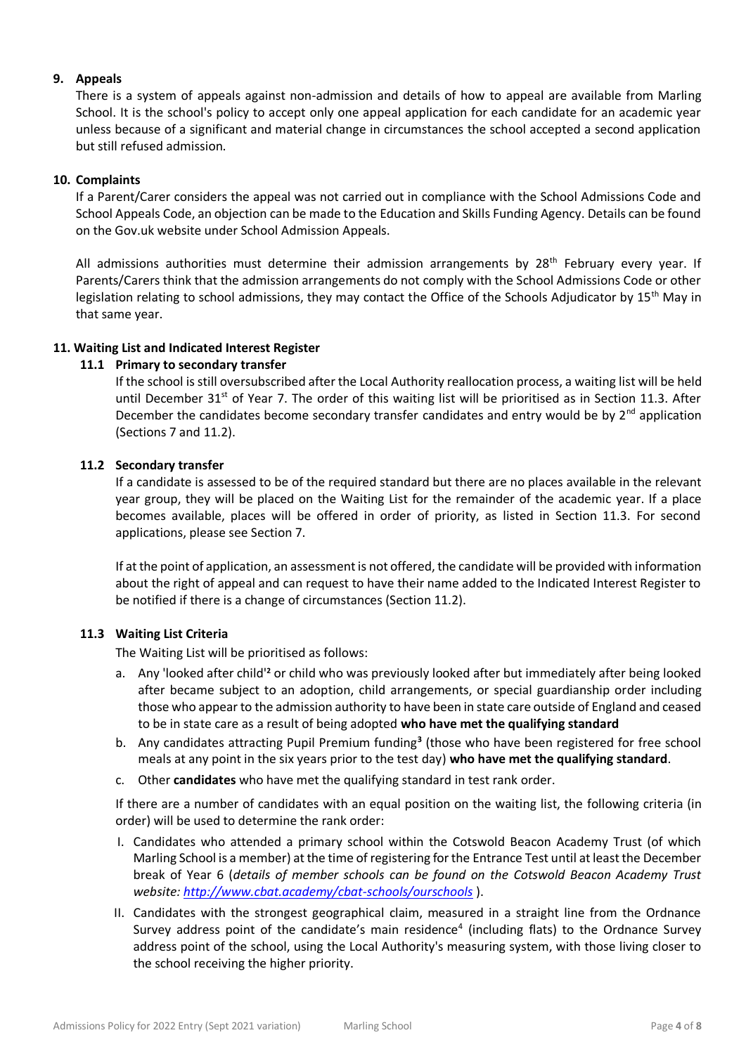## 9. Appeals

There is a system of appeals against non-admission and details of how to appeal are available from Marling School. It is the school's policy to accept only one appeal application for each candidate for an academic year unless because of a significant and material change in circumstances the school accepted a second application but still refused admission.

## 10. Complaints

If a Parent/Carer considers the appeal was not carried out in compliance with the School Admissions Code and School Appeals Code, an objection can be made to the Education and Skills Funding Agency. Details can be found on the Gov.uk website under School Admission Appeals.

All admissions authorities must determine their admission arrangements by 28th February every year. If Parents/Carers think that the admission arrangements do not comply with the School Admissions Code or other legislation relating to school admissions, they may contact the Office of the Schools Adjudicator by 15th May in that same year.

## 11. Waiting List and Indicated Interest Register

### 11.1 Primary to secondary transfer

If the school is still oversubscribed after the Local Authority reallocation process, a waiting list will be held until December 31st of Year 7. The order of this waiting list will be prioritised as in Section 11.3. After December the candidates become secondary transfer candidates and entry would be by 2nd application (Sections 7 and 11.2).

### 11.2 Secondary transfer

If a candidate is assessed to be of the required standard but there are no places available in the relevant year group, they will be placed on the Waiting List for the remainder of the academic year. If a place becomes available, places will be offered in order of priority, as listed in Section 11.3. For second applications, please see Section 7.

If at the point of application, an assessment is not offered, the candidate will be provided with information about the right of appeal and can request to have their name added to the Indicated Interest Register to be notified if there is a change of circumstances (Section 11.2).

### 11.3 Waiting List Criteria

The Waiting List will be prioritised as follows:

a. Any 'looked after child'[2] or child who was previously looked after but immediately after being looked after became subject to an adoption, child arrangements, or special guardianship order including those who appear to the admission authority to have been in state care outside of England and ceased to be in state care as a result of being adopted **who have met the qualifying standard**
b. Any candidates attracting Pupil Premium funding[3] (those who have been registered for free school meals at any point in the six years prior to the test day) **who have met the qualifying standard**.
c. Other **candidates** who have met the qualifying standard in test rank order.

If there are a number of candidates with an equal position on the waiting list, the following criteria (in order) will be used to determine the rank order:

I. Candidates who attended a primary school within the Cotswold Beacon Academy Trust (of which Marling School is a member) at the time of registering for the Entrance Test until at least the December break of Year 6 (*details of member schools can be found on the Cotswold Beacon Academy Trust website: http://www.cbat.academy/cbat-schools/ourschools* ).
II. Candidates with the strongest geographical claim, measured in a straight line from the Ordnance Survey address point of the candidate's main residence[4] (including flats) to the Ordnance Survey address point of the school, using the Local Authority's measuring system, with those living closer to the school receiving the higher priority.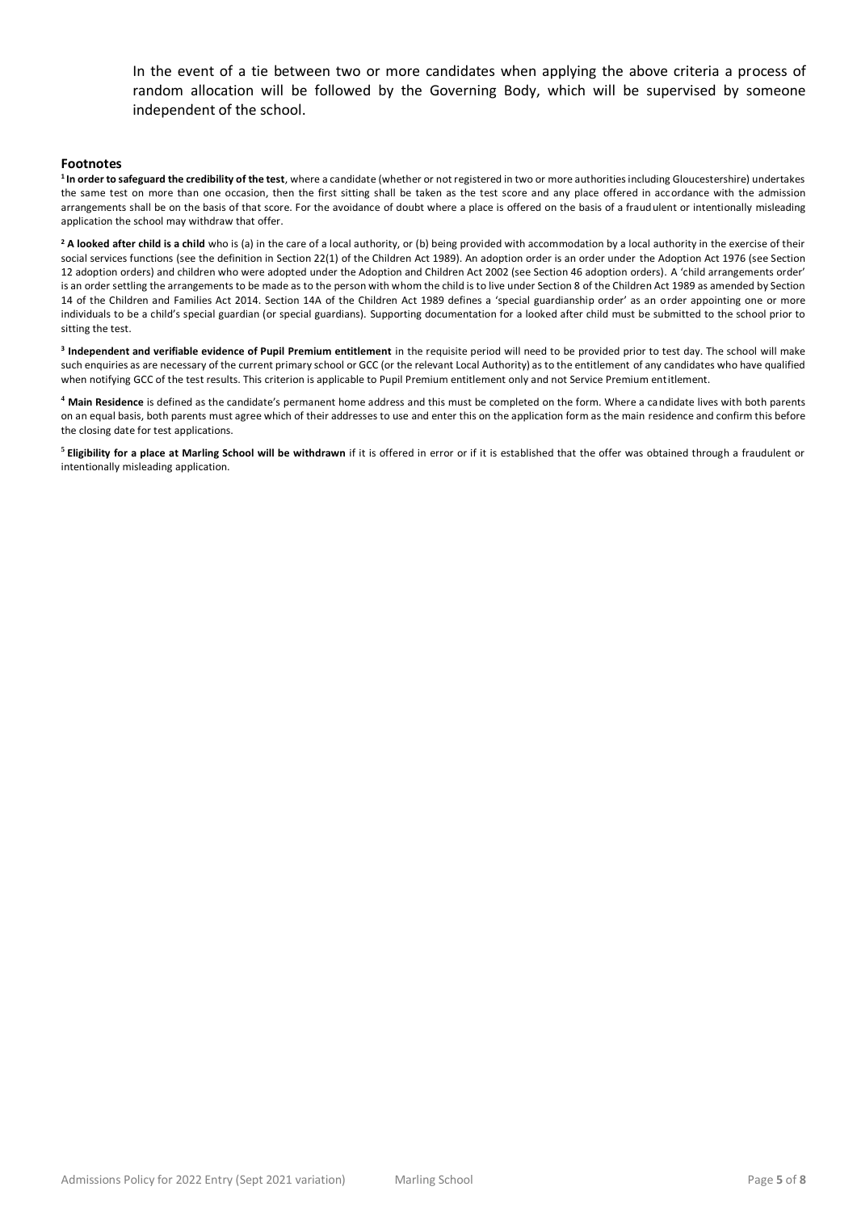In the event of a tie between two or more candidates when applying the above criteria a process of random allocation will be followed by the Governing Body, which will be supervised by someone independent of the school.

### Footnotes

[1] **In order to safeguard the credibility of the test**, where a candidate (whether or not registered in two or more authorities including Gloucestershire) undertakes the same test on more than one occasion, then the first sitting shall be taken as the test score and any place offered in accordance with the admission arrangements shall be on the basis of that score. For the avoidance of doubt where a place is offered on the basis of a fraudulent or intentionally misleading application the school may withdraw that offer.

[2] **A looked after child is a child** who is (a) in the care of a local authority, or (b) being provided with accommodation by a local authority in the exercise of their social services functions (see the definition in Section 22(1) of the Children Act 1989). An adoption order is an order under the Adoption Act 1976 (see Section 12 adoption orders) and children who were adopted under the Adoption and Children Act 2002 (see Section 46 adoption orders). A 'child arrangements order' is an order settling the arrangements to be made as to the person with whom the child is to live under Section 8 of the Children Act 1989 as amended by Section 14 of the Children and Families Act 2014. Section 14A of the Children Act 1989 defines a 'special guardianship order' as an order appointing one or more individuals to be a child's special guardian (or special guardians). Supporting documentation for a looked after child must be submitted to the school prior to sitting the test.

[3] **Independent and verifiable evidence of Pupil Premium entitlement** in the requisite period will need to be provided prior to test day. The school will make such enquiries as are necessary of the current primary school or GCC (or the relevant Local Authority) as to the entitlement of any candidates who have qualified when notifying GCC of the test results. This criterion is applicable to Pupil Premium entitlement only and not Service Premium entitlement.

[4] **Main Residence** is defined as the candidate's permanent home address and this must be completed on the form. Where a candidate lives with both parents on an equal basis, both parents must agree which of their addresses to use and enter this on the application form as the main residence and confirm this before the closing date for test applications.

[5] **Eligibility for a place at Marling School will be withdrawn** if it is offered in error or if it is established that the offer was obtained through a fraudulent or intentionally misleading application.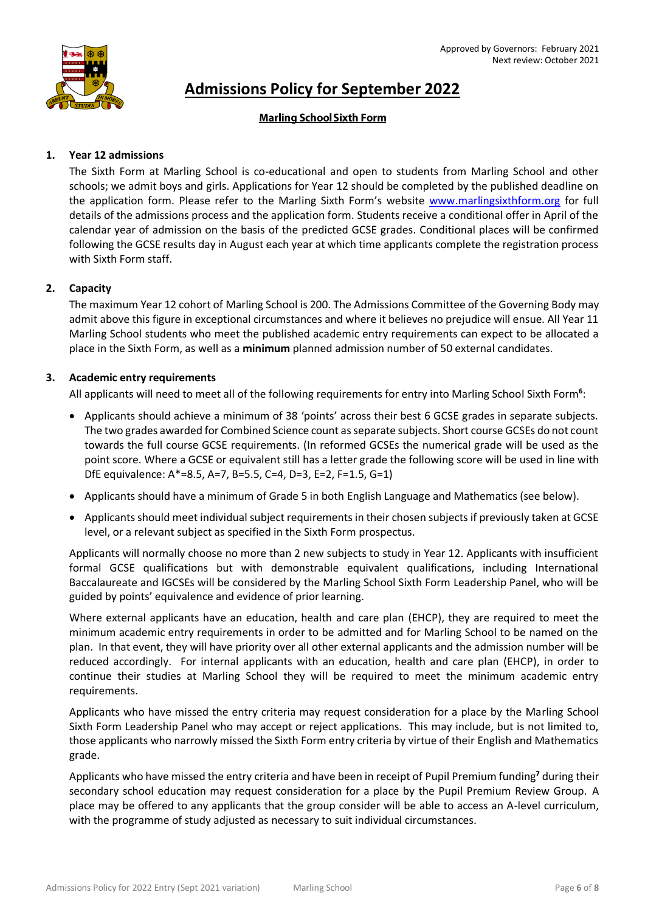Approved by Governors: February 2021
Next review: October 2021

# Admissions Policy for September 2022

## Marling School Sixth Form

### 1. Year 12 admissions

The Sixth Form at Marling School is co-educational and open to students from Marling School and other schools; we admit boys and girls. Applications for Year 12 should be completed by the published deadline on the application form. Please refer to the Marling Sixth Form's website www.marlingsixthform.org for full details of the admissions process and the application form. Students receive a conditional offer in April of the calendar year of admission on the basis of the predicted GCSE grades. Conditional places will be confirmed following the GCSE results day in August each year at which time applicants complete the registration process with Sixth Form staff.

### 2. Capacity

The maximum Year 12 cohort of Marling School is 200. The Admissions Committee of the Governing Body may admit above this figure in exceptional circumstances and where it believes no prejudice will ensue. All Year 11 Marling School students who meet the published academic entry requirements can expect to be allocated a place in the Sixth Form, as well as a **minimum** planned admission number of 50 external candidates.

### 3. Academic entry requirements

All applicants will need to meet all of the following requirements for entry into Marling School Sixth Form[6]:

- Applicants should achieve a minimum of 38 'points' across their best 6 GCSE grades in separate subjects. The two grades awarded for Combined Science count as separate subjects. Short course GCSEs do not count towards the full course GCSE requirements. (In reformed GCSEs the numerical grade will be used as the point score. Where a GCSE or equivalent still has a letter grade the following score will be used in line with DfE equivalence: A*=8.5, A=7, B=5.5, C=4, D=3, E=2, F=1.5, G=1)
- Applicants should have a minimum of Grade 5 in both English Language and Mathematics (see below).
- Applicants should meet individual subject requirements in their chosen subjects if previously taken at GCSE level, or a relevant subject as specified in the Sixth Form prospectus.

Applicants will normally choose no more than 2 new subjects to study in Year 12. Applicants with insufficient formal GCSE qualifications but with demonstrable equivalent qualifications, including International Baccalaureate and IGCSEs will be considered by the Marling School Sixth Form Leadership Panel, who will be guided by points' equivalence and evidence of prior learning.

Where external applicants have an education, health and care plan (EHCP), they are required to meet the minimum academic entry requirements in order to be admitted and for Marling School to be named on the plan. In that event, they will have priority over all other external applicants and the admission number will be reduced accordingly. For internal applicants with an education, health and care plan (EHCP), in order to continue their studies at Marling School they will be required to meet the minimum academic entry requirements.

Applicants who have missed the entry criteria may request consideration for a place by the Marling School Sixth Form Leadership Panel who may accept or reject applications. This may include, but is not limited to, those applicants who narrowly missed the Sixth Form entry criteria by virtue of their English and Mathematics grade.

Applicants who have missed the entry criteria and have been in receipt of Pupil Premium funding[7] during their secondary school education may request consideration for a place by the Pupil Premium Review Group. A place may be offered to any applicants that the group consider will be able to access an A-level curriculum, with the programme of study adjusted as necessary to suit individual circumstances.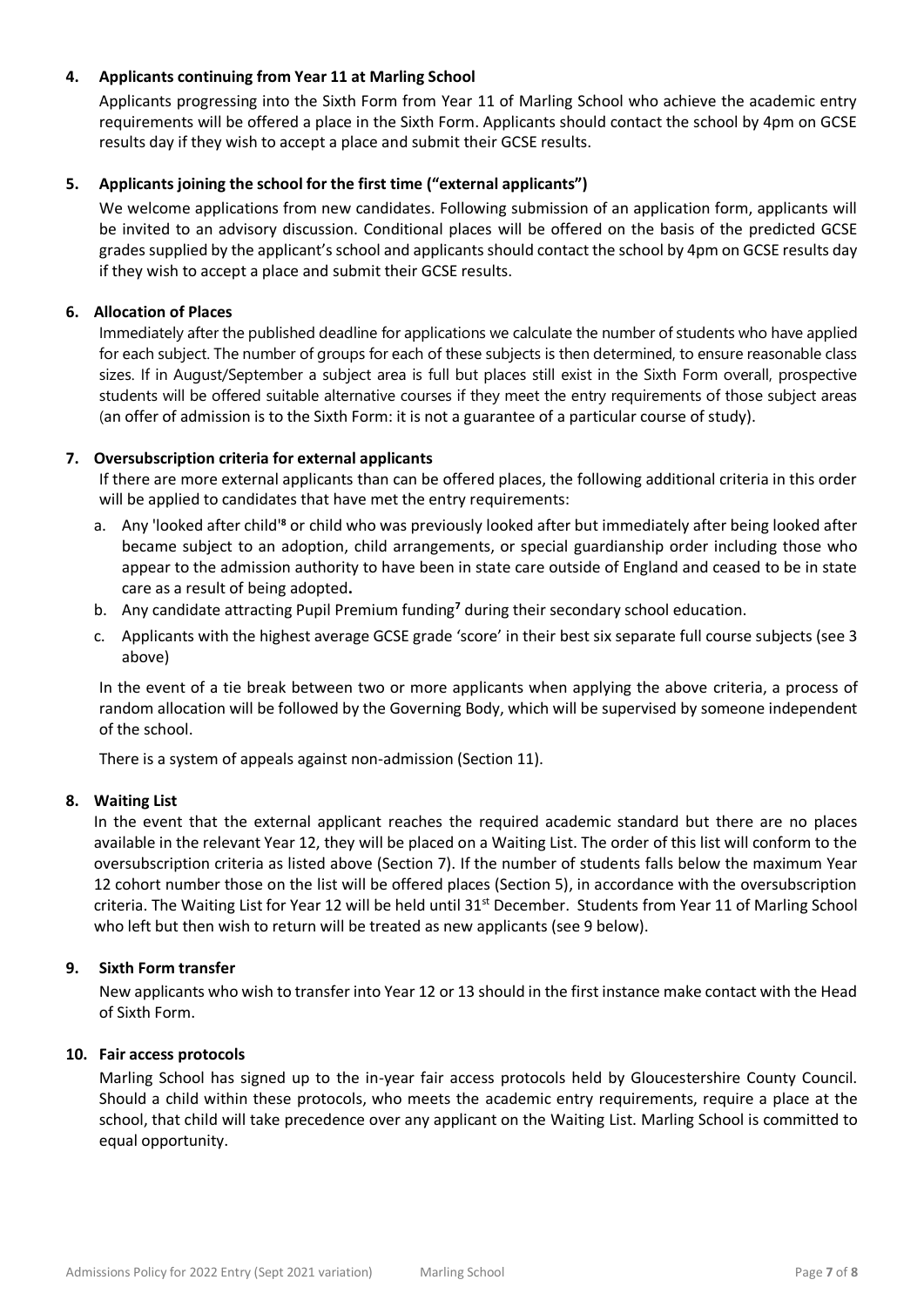**4. Applicants continuing from Year 11 at Marling School**

Applicants progressing into the Sixth Form from Year 11 of Marling School who achieve the academic entry requirements will be offered a place in the Sixth Form. Applicants should contact the school by 4pm on GCSE results day if they wish to accept a place and submit their GCSE results.

**5. Applicants joining the school for the first time ("external applicants")**

We welcome applications from new candidates. Following submission of an application form, applicants will be invited to an advisory discussion. Conditional places will be offered on the basis of the predicted GCSE grades supplied by the applicant's school and applicants should contact the school by 4pm on GCSE results day if they wish to accept a place and submit their GCSE results.

**6. Allocation of Places**

Immediately after the published deadline for applications we calculate the number of students who have applied for each subject. The number of groups for each of these subjects is then determined, to ensure reasonable class sizes. If in August/September a subject area is full but places still exist in the Sixth Form overall, prospective students will be offered suitable alternative courses if they meet the entry requirements of those subject areas (an offer of admission is to the Sixth Form: it is not a guarantee of a particular course of study).

**7. Oversubscription criteria for external applicants**

If there are more external applicants than can be offered places, the following additional criteria in this order will be applied to candidates that have met the entry requirements:

a. Any 'looked after child'[8] or child who was previously looked after but immediately after being looked after became subject to an adoption, child arrangements, or special guardianship order including those who appear to the admission authority to have been in state care outside of England and ceased to be in state care as a result of being adopted**.**

b. Any candidate attracting Pupil Premium funding[7] during their secondary school education.

c. Applicants with the highest average GCSE grade 'score' in their best six separate full course subjects (see 3 above)

In the event of a tie break between two or more applicants when applying the above criteria, a process of random allocation will be followed by the Governing Body, which will be supervised by someone independent of the school.

There is a system of appeals against non-admission (Section 11).

**8. Waiting List**

In the event that the external applicant reaches the required academic standard but there are no places available in the relevant Year 12, they will be placed on a Waiting List. The order of this list will conform to the oversubscription criteria as listed above (Section 7). If the number of students falls below the maximum Year 12 cohort number those on the list will be offered places (Section 5), in accordance with the oversubscription criteria. The Waiting List for Year 12 will be held until 31st December. Students from Year 11 of Marling School who left but then wish to return will be treated as new applicants (see 9 below).

**9. Sixth Form transfer**

New applicants who wish to transfer into Year 12 or 13 should in the first instance make contact with the Head of Sixth Form.

**10. Fair access protocols**

Marling School has signed up to the in-year fair access protocols held by Gloucestershire County Council. Should a child within these protocols, who meets the academic entry requirements, require a place at the school, that child will take precedence over any applicant on the Waiting List. Marling School is committed to equal opportunity.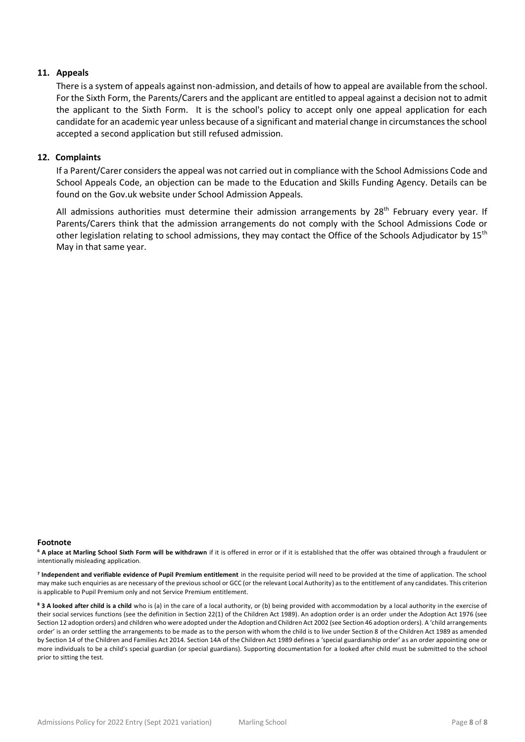## 11. Appeals

There is a system of appeals against non-admission, and details of how to appeal are available from the school. For the Sixth Form, the Parents/Carers and the applicant are entitled to appeal against a decision not to admit the applicant to the Sixth Form. It is the school's policy to accept only one appeal application for each candidate for an academic year unless because of a significant and material change in circumstances the school accepted a second application but still refused admission.

## 12. Complaints

If a Parent/Carer considers the appeal was not carried out in compliance with the School Admissions Code and School Appeals Code, an objection can be made to the Education and Skills Funding Agency. Details can be found on the Gov.uk website under School Admission Appeals.

All admissions authorities must determine their admission arrangements by 28th February every year. If Parents/Carers think that the admission arrangements do not comply with the School Admissions Code or other legislation relating to school admissions, they may contact the Office of the Schools Adjudicator by 15th May in that same year.

**Footnote**

[6] **A place at Marling School Sixth Form will be withdrawn** if it is offered in error or if it is established that the offer was obtained through a fraudulent or intentionally misleading application.

[7] **Independent and verifiable evidence of Pupil Premium entitlement** in the requisite period will need to be provided at the time of application. The school may make such enquiries as are necessary of the previous school or GCC (or the relevant Local Authority) as to the entitlement of any candidates. This criterion is applicable to Pupil Premium only and not Service Premium entitlement.

[8] **3 A looked after child is a child** who is (a) in the care of a local authority, or (b) being provided with accommodation by a local authority in the exercise of their social services functions (see the definition in Section 22(1) of the Children Act 1989). An adoption order is an order under the Adoption Act 1976 (see Section 12 adoption orders) and children who were adopted under the Adoption and Children Act 2002 (see Section 46 adoption orders). A 'child arrangements order' is an order settling the arrangements to be made as to the person with whom the child is to live under Section 8 of the Children Act 1989 as amended by Section 14 of the Children and Families Act 2014. Section 14A of the Children Act 1989 defines a 'special guardianship order' as an order appointing one or more individuals to be a child's special guardian (or special guardians). Supporting documentation for a looked after child must be submitted to the school prior to sitting the test.